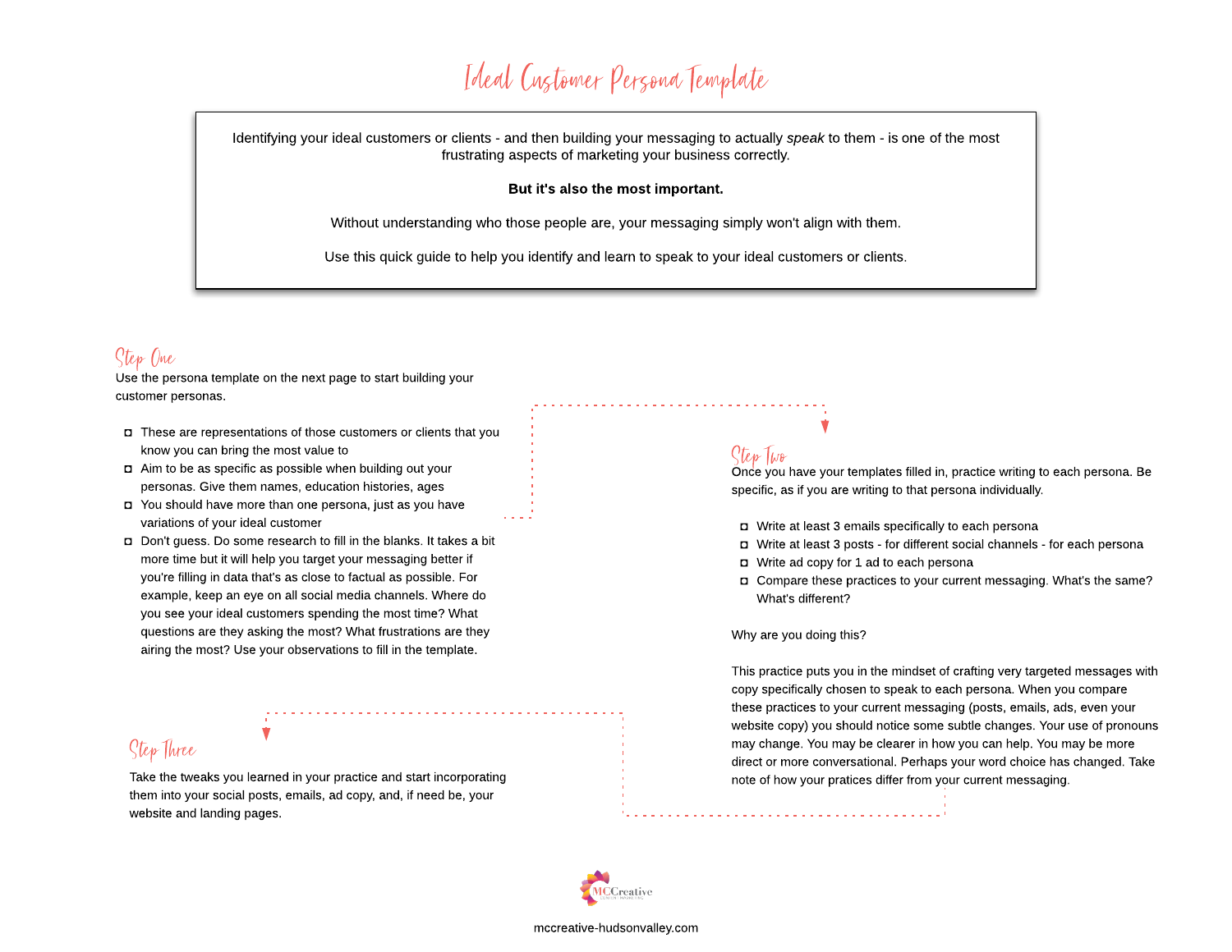# Ideal Customer Persona Template

Identifying your ideal customers or clients - and then building your messaging to actually *speak* to them - is one of the most frustrating aspects of marketing your business correctly.

**But it's also the most important.**

Without understanding who those people are, your messaging simply won't align with them.

Use this quick guide to help you identify and learn to speak to your ideal customers or clients.

## Step One

Use the persona template on the next page to start building your customer personas.

- These are representations of those customers or clients that you know you can bring the most value to
- Aim to be as specific as possible when building out your personas. Give them names, education histories, ages
- You should have more than one persona, just as you have variations of your ideal customer
- Don't guess. Do some research to fill in the blanks. It takes a bit more time but it will help you target your messaging better if you're filling in data that's as close to factual as possible. For example, keep an eye on all social media channels. Where do you see your ideal customers spending the most time? What questions are they asking the most? What frustrations are they airing the most? Use your observations to fill in the template.

## Step Two

Once you have your templates filled in, practice writing to each persona. Be specific, as if you are writing to that persona individually.

- Write at least 3 emails specifically to each persona
- Write at least 3 posts - for different social channels - for each persona
- Write ad copy for 1 ad to each persona
- Compare these practices to your current messaging. What's the same? What's different?

Why are you doing this?

This practice puts you in the mindset of crafting very targeted messages with copy specifically chosen to speak to each persona. When you compare these practices to your current messaging (posts, emails, ads, even your website copy) you should notice some subtle changes. Your use of pronouns may change. You may be clearer in how you can help. You may be more direct or more conversational. Perhaps your word choice has changed. Take note of how your pratices differ from your current messaging.

## Step Three

Take the tweaks you learned in your practice and start incorporating them into your social posts, emails, ad copy, and, if need be, your website and landing pages.

MCCreative Content Marketing

mccreative-hudsonvalley.com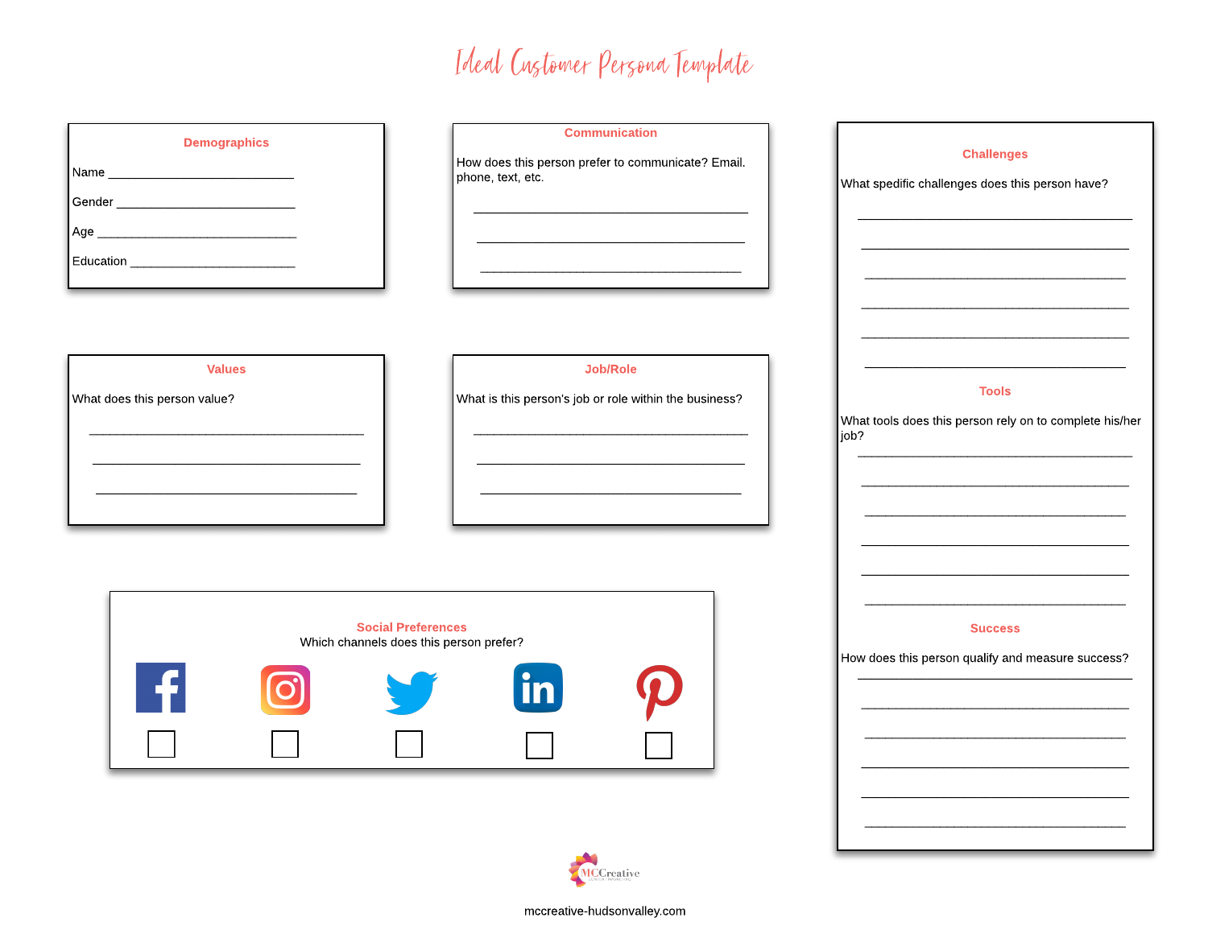# Ideal Customer Persona Template

## Demographics

Name ___________________________

Gender __________________________

Age _____________________________

Education ________________________

## Communication

How does this person prefer to communicate? Email. phone, text, etc.

________________________________________

________________________________________

________________________________________

## Values

What does this person value?

________________________________________

________________________________________

________________________________________

## Job/Role

What is this person's job or role within the business?

________________________________________

________________________________________

________________________________________

## Social Preferences

Which channels does this person prefer?

- [ ] Facebook
- [ ] Instagram
- [ ] Twitter
- [ ] LinkedIn
- [ ] Pinterest

## Challenges

What spedific challenges does this person have?

________________________________________

________________________________________

________________________________________

________________________________________

________________________________________

________________________________________

## Tools

What tools does this person rely on to complete his/her job?

________________________________________

________________________________________

________________________________________

________________________________________

________________________________________

________________________________________

## Success

How does this person qualify and measure success?

________________________________________

________________________________________

________________________________________

________________________________________

________________________________________

________________________________________

MCCreative

mccreative-hudsonvalley.com